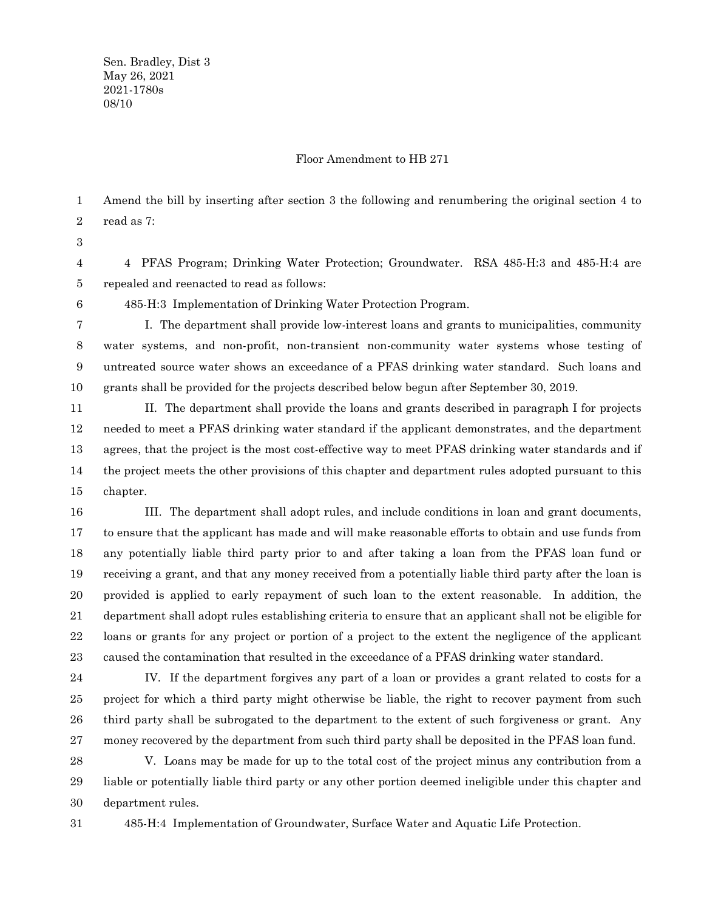Sen. Bradley, Dist 3
May 26, 2021
2021-1780s
08/10

Floor Amendment to HB 271

Amend the bill by inserting after section 3 the following and renumbering the original section 4 to read as 7:

4 PFAS Program; Drinking Water Protection; Groundwater. RSA 485-H:3 and 485-H:4 are repealed and reenacted to read as follows:

485-H:3 Implementation of Drinking Water Protection Program.

I. The department shall provide low-interest loans and grants to municipalities, community water systems, and non-profit, non-transient non-community water systems whose testing of untreated source water shows an exceedance of a PFAS drinking water standard. Such loans and grants shall be provided for the projects described below begun after September 30, 2019.

II. The department shall provide the loans and grants described in paragraph I for projects needed to meet a PFAS drinking water standard if the applicant demonstrates, and the department agrees, that the project is the most cost-effective way to meet PFAS drinking water standards and if the project meets the other provisions of this chapter and department rules adopted pursuant to this chapter.

III. The department shall adopt rules, and include conditions in loan and grant documents, to ensure that the applicant has made and will make reasonable efforts to obtain and use funds from any potentially liable third party prior to and after taking a loan from the PFAS loan fund or receiving a grant, and that any money received from a potentially liable third party after the loan is provided is applied to early repayment of such loan to the extent reasonable. In addition, the department shall adopt rules establishing criteria to ensure that an applicant shall not be eligible for loans or grants for any project or portion of a project to the extent the negligence of the applicant caused the contamination that resulted in the exceedance of a PFAS drinking water standard.

IV. If the department forgives any part of a loan or provides a grant related to costs for a project for which a third party might otherwise be liable, the right to recover payment from such third party shall be subrogated to the department to the extent of such forgiveness or grant. Any money recovered by the department from such third party shall be deposited in the PFAS loan fund.

V. Loans may be made for up to the total cost of the project minus any contribution from a liable or potentially liable third party or any other portion deemed ineligible under this chapter and department rules.

485-H:4 Implementation of Groundwater, Surface Water and Aquatic Life Protection.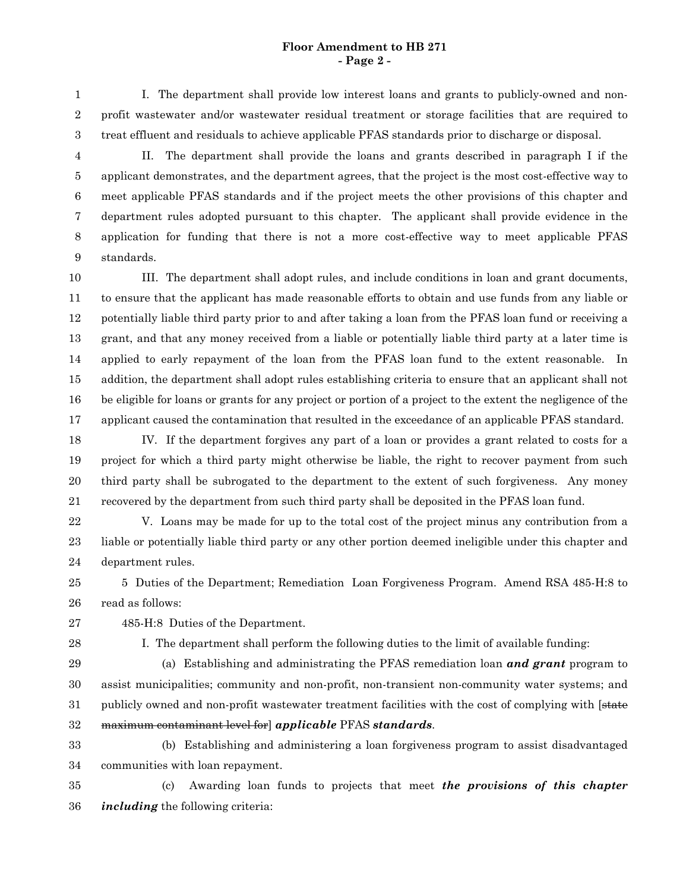I. The department shall provide low interest loans and grants to publicly-owned and non-profit wastewater and/or wastewater residual treatment or storage facilities that are required to treat effluent and residuals to achieve applicable PFAS standards prior to discharge or disposal.

II. The department shall provide the loans and grants described in paragraph I if the applicant demonstrates, and the department agrees, that the project is the most cost-effective way to meet applicable PFAS standards and if the project meets the other provisions of this chapter and department rules adopted pursuant to this chapter. The applicant shall provide evidence in the application for funding that there is not a more cost-effective way to meet applicable PFAS standards.

III. The department shall adopt rules, and include conditions in loan and grant documents, to ensure that the applicant has made reasonable efforts to obtain and use funds from any liable or potentially liable third party prior to and after taking a loan from the PFAS loan fund or receiving a grant, and that any money received from a liable or potentially liable third party at a later time is applied to early repayment of the loan from the PFAS loan fund to the extent reasonable. In addition, the department shall adopt rules establishing criteria to ensure that an applicant shall not be eligible for loans or grants for any project or portion of a project to the extent the negligence of the applicant caused the contamination that resulted in the exceedance of an applicable PFAS standard.

IV. If the department forgives any part of a loan or provides a grant related to costs for a project for which a third party might otherwise be liable, the right to recover payment from such third party shall be subrogated to the department to the extent of such forgiveness. Any money recovered by the department from such third party shall be deposited in the PFAS loan fund.

V. Loans may be made for up to the total cost of the project minus any contribution from a liable or potentially liable third party or any other portion deemed ineligible under this chapter and department rules.

5 Duties of the Department; Remediation Loan Forgiveness Program. Amend RSA 485-H:8 to read as follows:

485-H:8 Duties of the Department.

I. The department shall perform the following duties to the limit of available funding:

(a) Establishing and administrating the PFAS remediation loan ***and grant*** program to assist municipalities; community and non-profit, non-transient non-community water systems; and publicly owned and non-profit wastewater treatment facilities with the cost of complying with [~~state maximum contaminant level for~~] ***applicable*** PFAS ***standards***.

(b) Establishing and administering a loan forgiveness program to assist disadvantaged communities with loan repayment.

(c) Awarding loan funds to projects that meet ***the provisions of this chapter including*** the following criteria: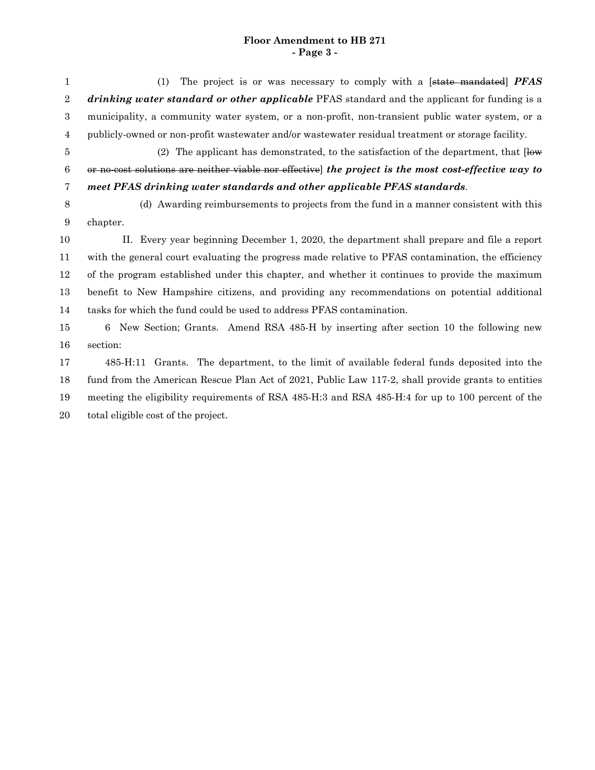(1) The project is or was necessary to comply with a [~~state mandated~~] ***PFAS drinking water standard or other applicable*** PFAS standard and the applicant for funding is a municipality, a community water system, or a non-profit, non-transient public water system, or a publicly-owned or non-profit wastewater and/or wastewater residual treatment or storage facility.

(2) The applicant has demonstrated, to the satisfaction of the department, that [~~low or no-cost solutions are neither viable nor effective~~] ***the project is the most cost-effective way to meet PFAS drinking water standards and other applicable PFAS standards***.

(d) Awarding reimbursements to projects from the fund in a manner consistent with this chapter.

II. Every year beginning December 1, 2020, the department shall prepare and file a report with the general court evaluating the progress made relative to PFAS contamination, the efficiency of the program established under this chapter, and whether it continues to provide the maximum benefit to New Hampshire citizens, and providing any recommendations on potential additional tasks for which the fund could be used to address PFAS contamination.

6 New Section; Grants. Amend RSA 485-H by inserting after section 10 the following new section:

485-H:11 Grants. The department, to the limit of available federal funds deposited into the fund from the American Rescue Plan Act of 2021, Public Law 117-2, shall provide grants to entities meeting the eligibility requirements of RSA 485-H:3 and RSA 485-H:4 for up to 100 percent of the total eligible cost of the project.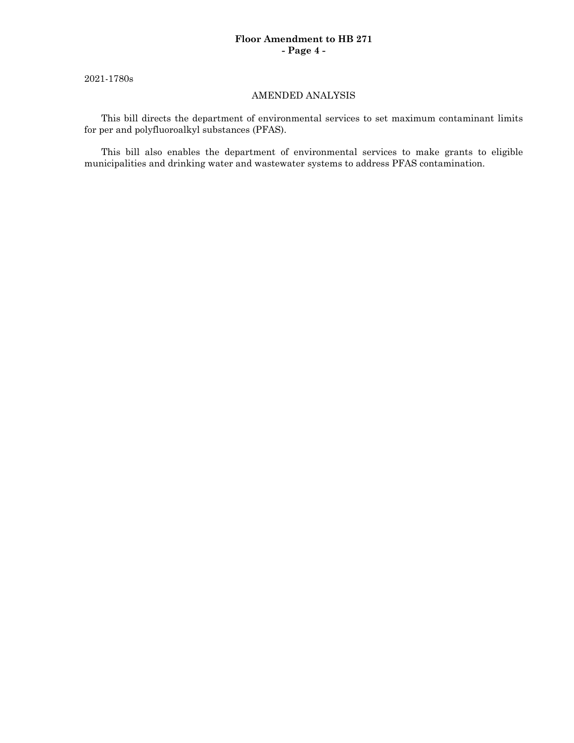2021-1780s

## AMENDED ANALYSIS

This bill directs the department of environmental services to set maximum contaminant limits for per and polyfluoroalkyl substances (PFAS).

This bill also enables the department of environmental services to make grants to eligible municipalities and drinking water and wastewater systems to address PFAS contamination.